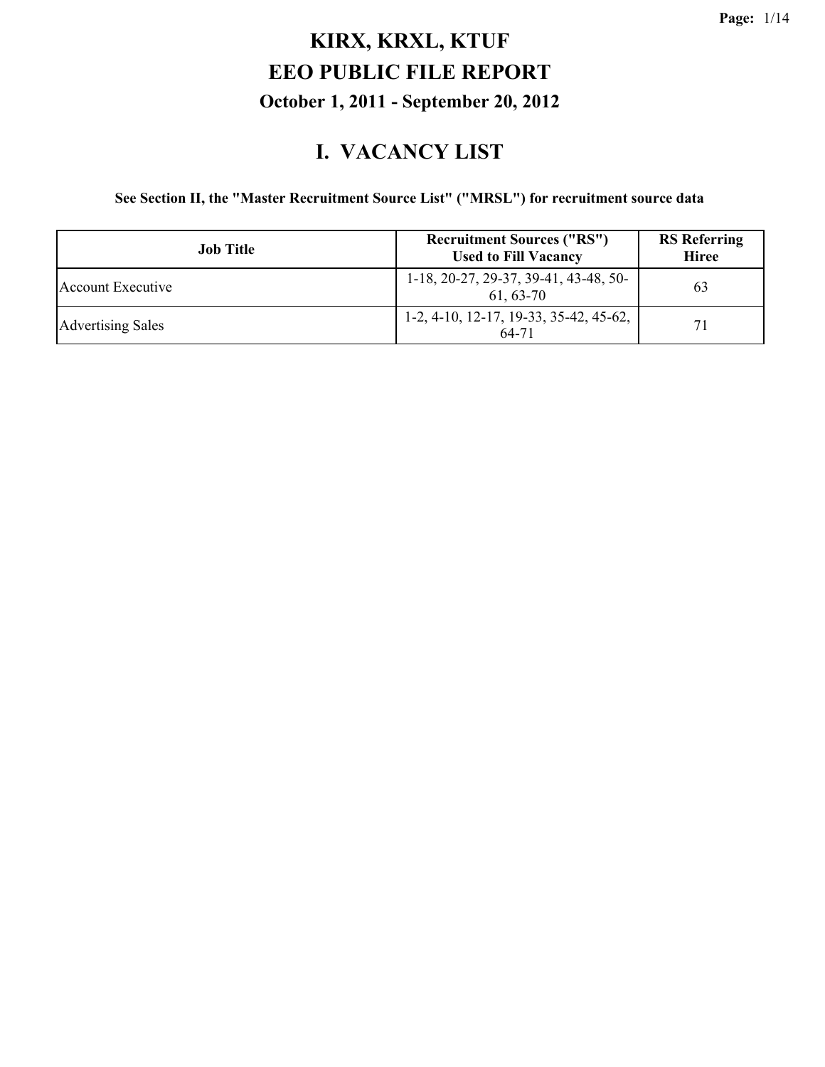# KIRX, KRXL, KTUF

# EEO PUBLIC FILE REPORT

### October 1, 2011 - September 20, 2012

## I. VACANCY LIST

**See Section II, the "Master Recruitment Source List" ("MRSL") for recruitment source data**

| Job Title | Recruitment Sources ("RS") Used to Fill Vacancy | RS Referring Hiree |
|---|---|---|
| Account Executive | 1-18, 20-27, 29-37, 39-41, 43-48, 50-61, 63-70 | 63 |
| Advertising Sales | 1-2, 4-10, 12-17, 19-33, 35-42, 45-62, 64-71 | 71 |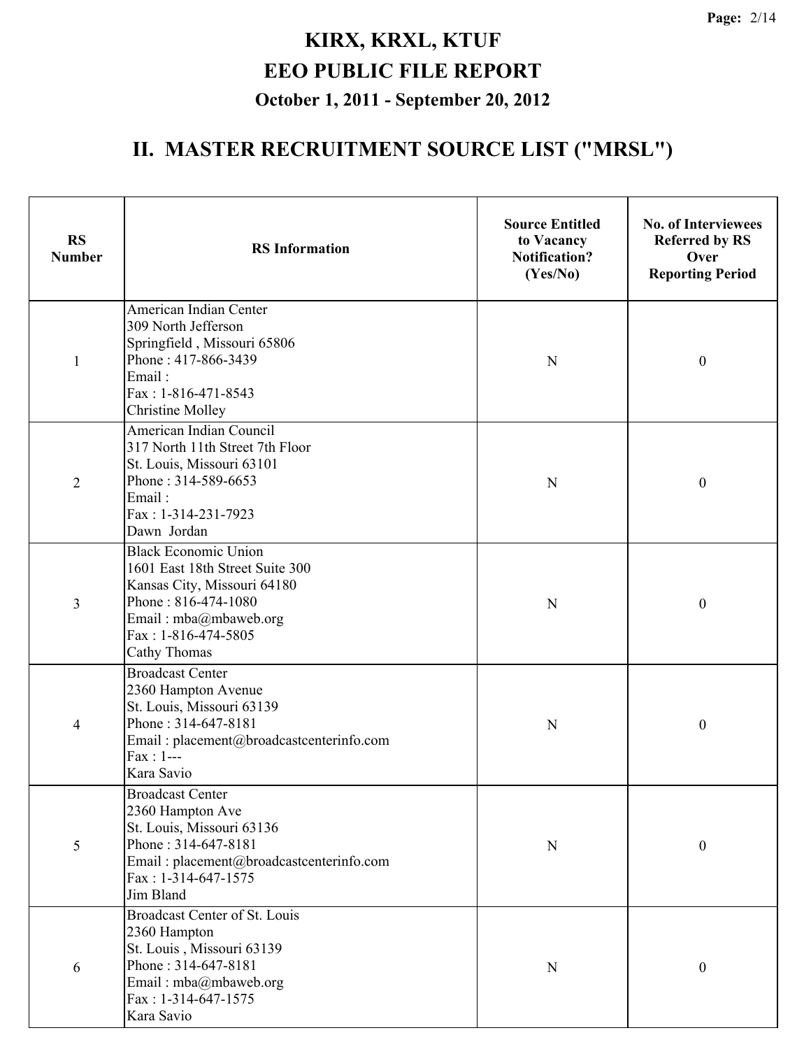# KIRX, KRXL, KTUF
# EEO PUBLIC FILE REPORT
### October 1, 2011 - September 20, 2012

## II. MASTER RECRUITMENT SOURCE LIST ("MRSL")

| RS Number | RS Information | Source Entitled to Vacancy Notification? (Yes/No) | No. of Interviewees Referred by RS Over Reporting Period |
|---|---|---|---|
| 1 | American Indian Center<br>309 North Jefferson<br>Springfield , Missouri 65806<br>Phone : 417-866-3439<br>Email :<br>Fax : 1-816-471-8543<br>Christine Molley | N | 0 |
| 2 | American Indian Council<br>317 North 11th Street 7th Floor<br>St. Louis, Missouri 63101<br>Phone : 314-589-6653<br>Email :<br>Fax : 1-314-231-7923<br>Dawn Jordan | N | 0 |
| 3 | Black Economic Union<br>1601 East 18th Street Suite 300<br>Kansas City, Missouri 64180<br>Phone : 816-474-1080<br>Email : mba@mbaweb.org<br>Fax : 1-816-474-5805<br>Cathy Thomas | N | 0 |
| 4 | Broadcast Center<br>2360 Hampton Avenue<br>St. Louis, Missouri 63139<br>Phone : 314-647-8181<br>Email : placement@broadcastcenterinfo.com<br>Fax : 1---<br>Kara Savio | N | 0 |
| 5 | Broadcast Center<br>2360 Hampton Ave<br>St. Louis, Missouri 63136<br>Phone : 314-647-8181<br>Email : placement@broadcastcenterinfo.com<br>Fax : 1-314-647-1575<br>Jim Bland | N | 0 |
| 6 | Broadcast Center of St. Louis<br>2360 Hampton<br>St. Louis , Missouri 63139<br>Phone : 314-647-8181<br>Email : mba@mbaweb.org<br>Fax : 1-314-647-1575<br>Kara Savio | N | 0 |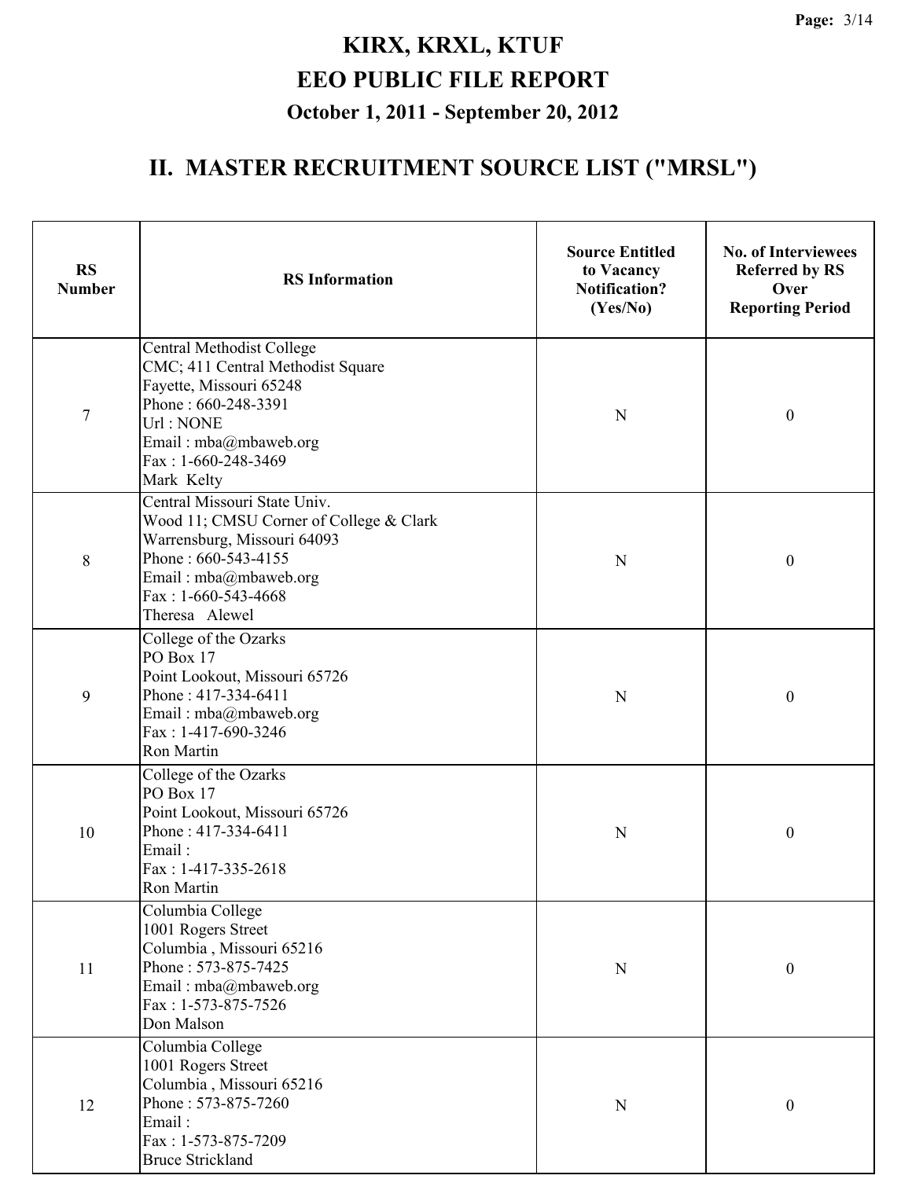# KIRX, KRXL, KTUF

# EEO PUBLIC FILE REPORT

### October 1, 2011 - September 20, 2012

## II. MASTER RECRUITMENT SOURCE LIST ("MRSL")

| RS Number | RS Information | Source Entitled to Vacancy Notification? (Yes/No) | No. of Interviewees Referred by RS Over Reporting Period |
|---|---|---|---|
| 7 | Central Methodist College<br>CMC; 411 Central Methodist Square<br>Fayette, Missouri 65248<br>Phone : 660-248-3391<br>Url : NONE<br>Email : mba@mbaweb.org<br>Fax : 1-660-248-3469<br>Mark Kelty | N | 0 |
| 8 | Central Missouri State Univ.<br>Wood 11; CMSU Corner of College & Clark<br>Warrensburg, Missouri 64093<br>Phone : 660-543-4155<br>Email : mba@mbaweb.org<br>Fax : 1-660-543-4668<br>Theresa Alewel | N | 0 |
| 9 | College of the Ozarks<br>PO Box 17<br>Point Lookout, Missouri 65726<br>Phone : 417-334-6411<br>Email : mba@mbaweb.org<br>Fax : 1-417-690-3246<br>Ron Martin | N | 0 |
| 10 | College of the Ozarks<br>PO Box 17<br>Point Lookout, Missouri 65726<br>Phone : 417-334-6411<br>Email :<br>Fax : 1-417-335-2618<br>Ron Martin | N | 0 |
| 11 | Columbia College<br>1001 Rogers Street<br>Columbia , Missouri 65216<br>Phone : 573-875-7425<br>Email : mba@mbaweb.org<br>Fax : 1-573-875-7526<br>Don Malson | N | 0 |
| 12 | Columbia College<br>1001 Rogers Street<br>Columbia , Missouri 65216<br>Phone : 573-875-7260<br>Email :<br>Fax : 1-573-875-7209<br>Bruce Strickland | N | 0 |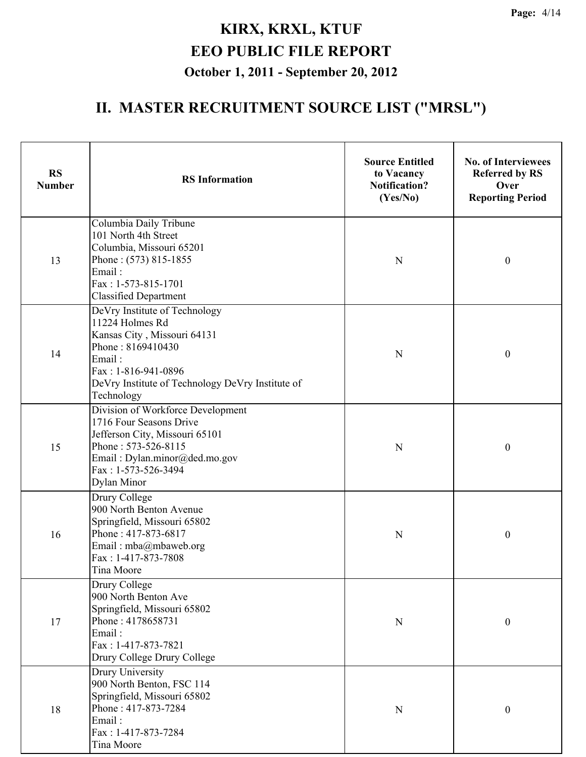# KIRX, KRXL, KTUF
# EEO PUBLIC FILE REPORT
### October 1, 2011 - September 20, 2012

## II. MASTER RECRUITMENT SOURCE LIST ("MRSL")

| RS Number | RS Information | Source Entitled to Vacancy Notification? (Yes/No) | No. of Interviewees Referred by RS Over Reporting Period |
|---|---|---|---|
| 13 | Columbia Daily Tribune<br>101 North 4th Street<br>Columbia, Missouri 65201<br>Phone : (573) 815-1855<br>Email :<br>Fax : 1-573-815-1701<br>Classified Department | N | 0 |
| 14 | DeVry Institute of Technology<br>11224 Holmes Rd<br>Kansas City , Missouri 64131<br>Phone : 8169410430<br>Email :<br>Fax : 1-816-941-0896<br>DeVry Institute of Technology DeVry Institute of Technology | N | 0 |
| 15 | Division of Workforce Development<br>1716 Four Seasons Drive<br>Jefferson City, Missouri 65101<br>Phone : 573-526-8115<br>Email : Dylan.minor@ded.mo.gov<br>Fax : 1-573-526-3494<br>Dylan Minor | N | 0 |
| 16 | Drury College<br>900 North Benton Avenue<br>Springfield, Missouri 65802<br>Phone : 417-873-6817<br>Email : mba@mbaweb.org<br>Fax : 1-417-873-7808<br>Tina Moore | N | 0 |
| 17 | Drury College<br>900 North Benton Ave<br>Springfield, Missouri 65802<br>Phone : 4178658731<br>Email :<br>Fax : 1-417-873-7821<br>Drury College Drury College | N | 0 |
| 18 | Drury University<br>900 North Benton, FSC 114<br>Springfield, Missouri 65802<br>Phone : 417-873-7284<br>Email :<br>Fax : 1-417-873-7284<br>Tina Moore | N | 0 |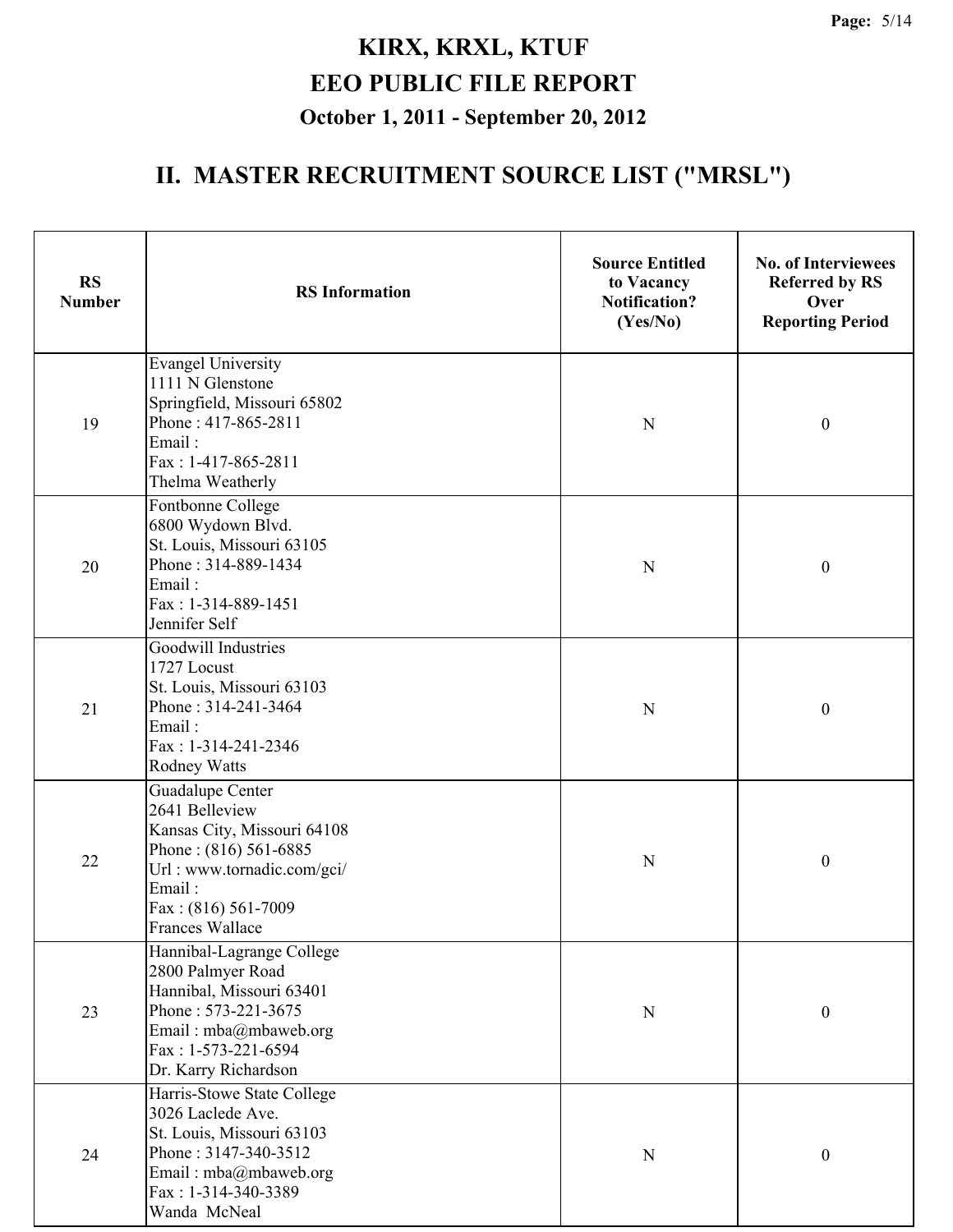# KIRX, KRXL, KTUF
# EEO PUBLIC FILE REPORT
### October 1, 2011 - September 20, 2012

## II. MASTER RECRUITMENT SOURCE LIST ("MRSL")

| RS Number | RS Information | Source Entitled to Vacancy Notification? (Yes/No) | No. of Interviewees Referred by RS Over Reporting Period |
|---|---|---|---|
| 19 | Evangel University<br>1111 N Glenstone<br>Springfield, Missouri 65802<br>Phone : 417-865-2811<br>Email :<br>Fax : 1-417-865-2811<br>Thelma Weatherly | N | 0 |
| 20 | Fontbonne College<br>6800 Wydown Blvd.<br>St. Louis, Missouri 63105<br>Phone : 314-889-1434<br>Email :<br>Fax : 1-314-889-1451<br>Jennifer Self | N | 0 |
| 21 | Goodwill Industries<br>1727 Locust<br>St. Louis, Missouri 63103<br>Phone : 314-241-3464<br>Email :<br>Fax : 1-314-241-2346<br>Rodney Watts | N | 0 |
| 22 | Guadalupe Center<br>2641 Belleview<br>Kansas City, Missouri 64108<br>Phone : (816) 561-6885<br>Url : www.tornadic.com/gci/<br>Email :<br>Fax : (816) 561-7009<br>Frances Wallace | N | 0 |
| 23 | Hannibal-Lagrange College<br>2800 Palmyer Road<br>Hannibal, Missouri 63401<br>Phone : 573-221-3675<br>Email : mba@mbaweb.org<br>Fax : 1-573-221-6594<br>Dr. Karry Richardson | N | 0 |
| 24 | Harris-Stowe State College<br>3026 Laclede Ave.<br>St. Louis, Missouri 63103<br>Phone : 3147-340-3512<br>Email : mba@mbaweb.org<br>Fax : 1-314-340-3389<br>Wanda McNeal | N | 0 |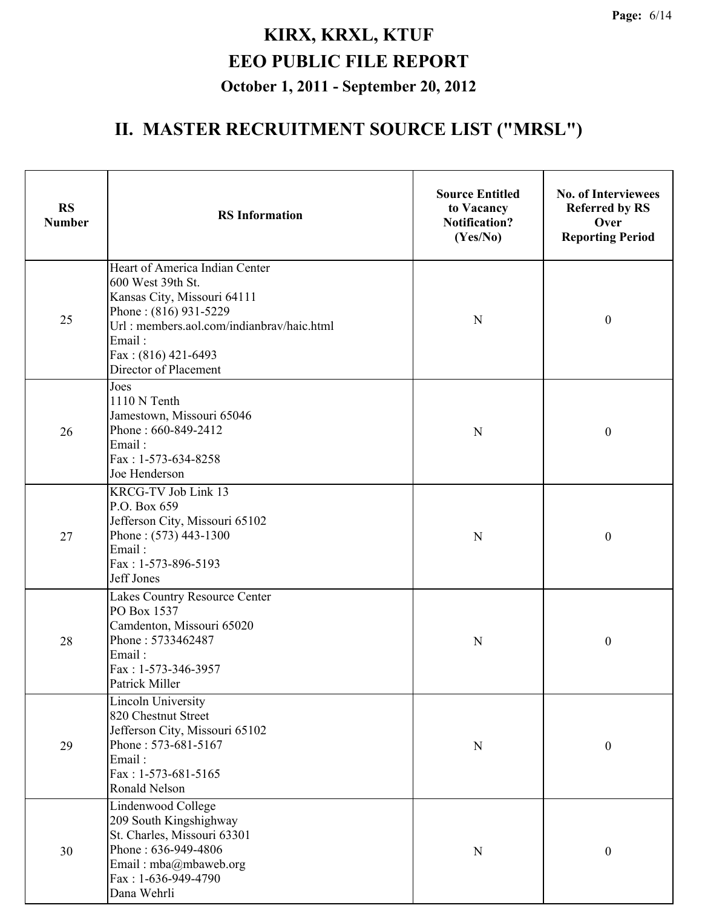# KIRX, KRXL, KTUF
# EEO PUBLIC FILE REPORT
### October 1, 2011 - September 20, 2012

## II. MASTER RECRUITMENT SOURCE LIST ("MRSL")

| RS Number | RS Information | Source Entitled to Vacancy Notification? (Yes/No) | No. of Interviewees Referred by RS Over Reporting Period |
|---|---|---|---|
| 25 | Heart of America Indian Center<br>600 West 39th St.<br>Kansas City, Missouri 64111<br>Phone : (816) 931-5229<br>Url : members.aol.com/indianbrav/haic.html<br>Email :<br>Fax : (816) 421-6493<br>Director of Placement | N | 0 |
| 26 | Joes<br>1110 N Tenth<br>Jamestown, Missouri 65046<br>Phone : 660-849-2412<br>Email :<br>Fax : 1-573-634-8258<br>Joe Henderson | N | 0 |
| 27 | KRCG-TV Job Link 13<br>P.O. Box 659<br>Jefferson City, Missouri 65102<br>Phone : (573) 443-1300<br>Email :<br>Fax : 1-573-896-5193<br>Jeff Jones | N | 0 |
| 28 | Lakes Country Resource Center<br>PO Box 1537<br>Camdenton, Missouri 65020<br>Phone : 5733462487<br>Email :<br>Fax : 1-573-346-3957<br>Patrick Miller | N | 0 |
| 29 | Lincoln University<br>820 Chestnut Street<br>Jefferson City, Missouri 65102<br>Phone : 573-681-5167<br>Email :<br>Fax : 1-573-681-5165<br>Ronald Nelson | N | 0 |
| 30 | Lindenwood College<br>209 South Kingshighway<br>St. Charles, Missouri 63301<br>Phone : 636-949-4806<br>Email : mba@mbaweb.org<br>Fax : 1-636-949-4790<br>Dana Wehrli | N | 0 |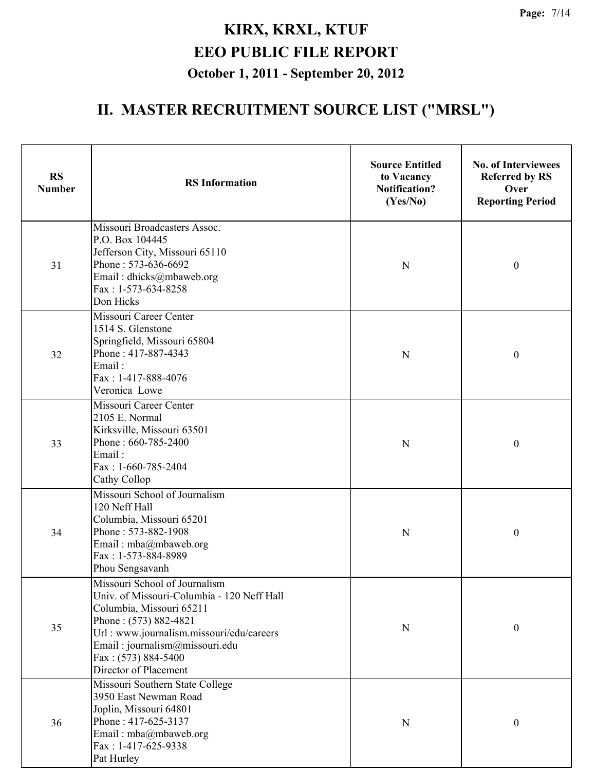# KIRX, KRXL, KTUF
## EEO PUBLIC FILE REPORT
### October 1, 2011 - September 20, 2012

## II. MASTER RECRUITMENT SOURCE LIST ("MRSL")

| RS Number | RS Information | Source Entitled to Vacancy Notification? (Yes/No) | No. of Interviewees Referred by RS Over Reporting Period |
|---|---|---|---|
| 31 | Missouri Broadcasters Assoc.<br>P.O. Box 104445<br>Jefferson City, Missouri 65110<br>Phone : 573-636-6692<br>Email : dhicks@mbaweb.org<br>Fax : 1-573-634-8258<br>Don Hicks | N | 0 |
| 32 | Missouri Career Center<br>1514 S. Glenstone<br>Springfield, Missouri 65804<br>Phone : 417-887-4343<br>Email :<br>Fax : 1-417-888-4076<br>Veronica Lowe | N | 0 |
| 33 | Missouri Career Center<br>2105 E. Normal<br>Kirksville, Missouri 63501<br>Phone : 660-785-2400<br>Email :<br>Fax : 1-660-785-2404<br>Cathy Collop | N | 0 |
| 34 | Missouri School of Journalism<br>120 Neff Hall<br>Columbia, Missouri 65201<br>Phone : 573-882-1908<br>Email : mba@mbaweb.org<br>Fax : 1-573-884-8989<br>Phou Sengsavanh | N | 0 |
| 35 | Missouri School of Journalism<br>Univ. of Missouri-Columbia - 120 Neff Hall<br>Columbia, Missouri 65211<br>Phone : (573) 882-4821<br>Url : www.journalism.missouri/edu/careers<br>Email : journalism@missouri.edu<br>Fax : (573) 884-5400<br>Director of Placement | N | 0 |
| 36 | Missouri Southern State College<br>3950 East Newman Road<br>Joplin, Missouri 64801<br>Phone : 417-625-3137<br>Email : mba@mbaweb.org<br>Fax : 1-417-625-9338<br>Pat Hurley | N | 0 |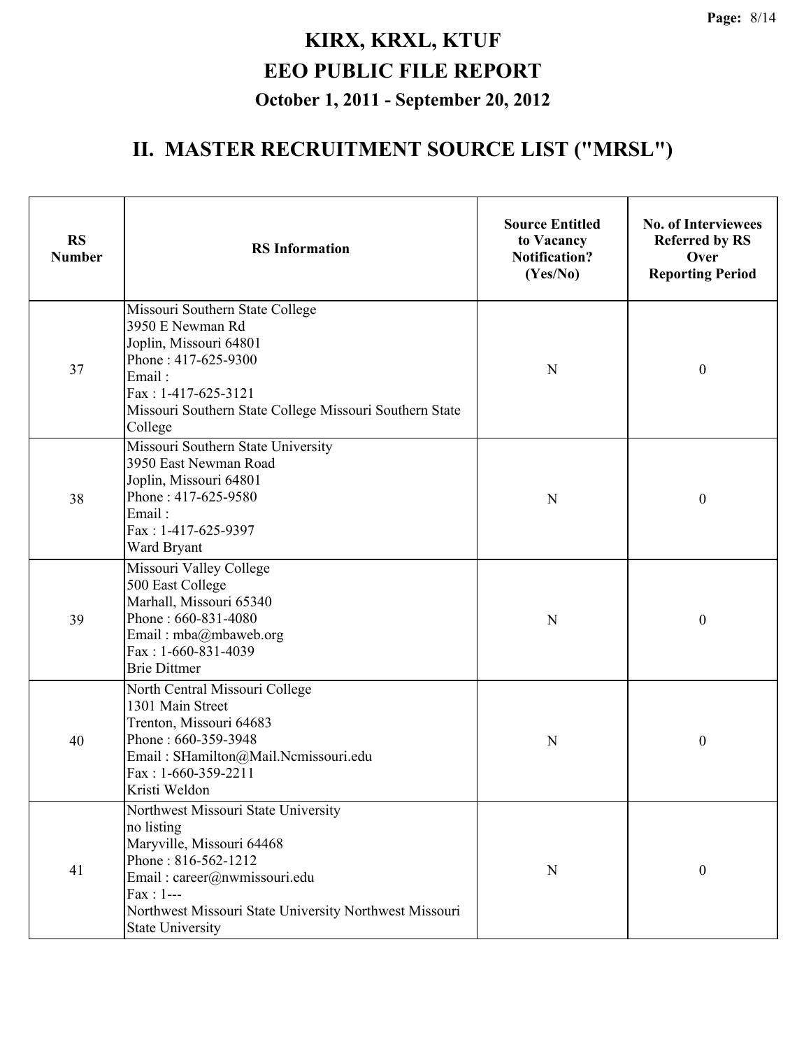# KIRX, KRXL, KTUF
# EEO PUBLIC FILE REPORT
### October 1, 2011 - September 20, 2012

## II. MASTER RECRUITMENT SOURCE LIST ("MRSL")

| RS Number | RS Information | Source Entitled to Vacancy Notification? (Yes/No) | No. of Interviewees Referred by RS Over Reporting Period |
|---|---|---|---|
| 37 | Missouri Southern State College<br>3950 E Newman Rd<br>Joplin, Missouri 64801<br>Phone : 417-625-9300<br>Email :<br>Fax : 1-417-625-3121<br>Missouri Southern State College Missouri Southern State College | N | 0 |
| 38 | Missouri Southern State University<br>3950 East Newman Road<br>Joplin, Missouri 64801<br>Phone : 417-625-9580<br>Email :<br>Fax : 1-417-625-9397<br>Ward Bryant | N | 0 |
| 39 | Missouri Valley College<br>500 East College<br>Marhall, Missouri 65340<br>Phone : 660-831-4080<br>Email : mba@mbaweb.org<br>Fax : 1-660-831-4039<br>Brie Dittmer | N | 0 |
| 40 | North Central Missouri College<br>1301 Main Street<br>Trenton, Missouri 64683<br>Phone : 660-359-3948<br>Email : SHamilton@Mail.Ncmissouri.edu<br>Fax : 1-660-359-2211<br>Kristi Weldon | N | 0 |
| 41 | Northwest Missouri State University<br>no listing<br>Maryville, Missouri 64468<br>Phone : 816-562-1212<br>Email : career@nwmissouri.edu<br>Fax : 1---<br>Northwest Missouri State University Northwest Missouri State University | N | 0 |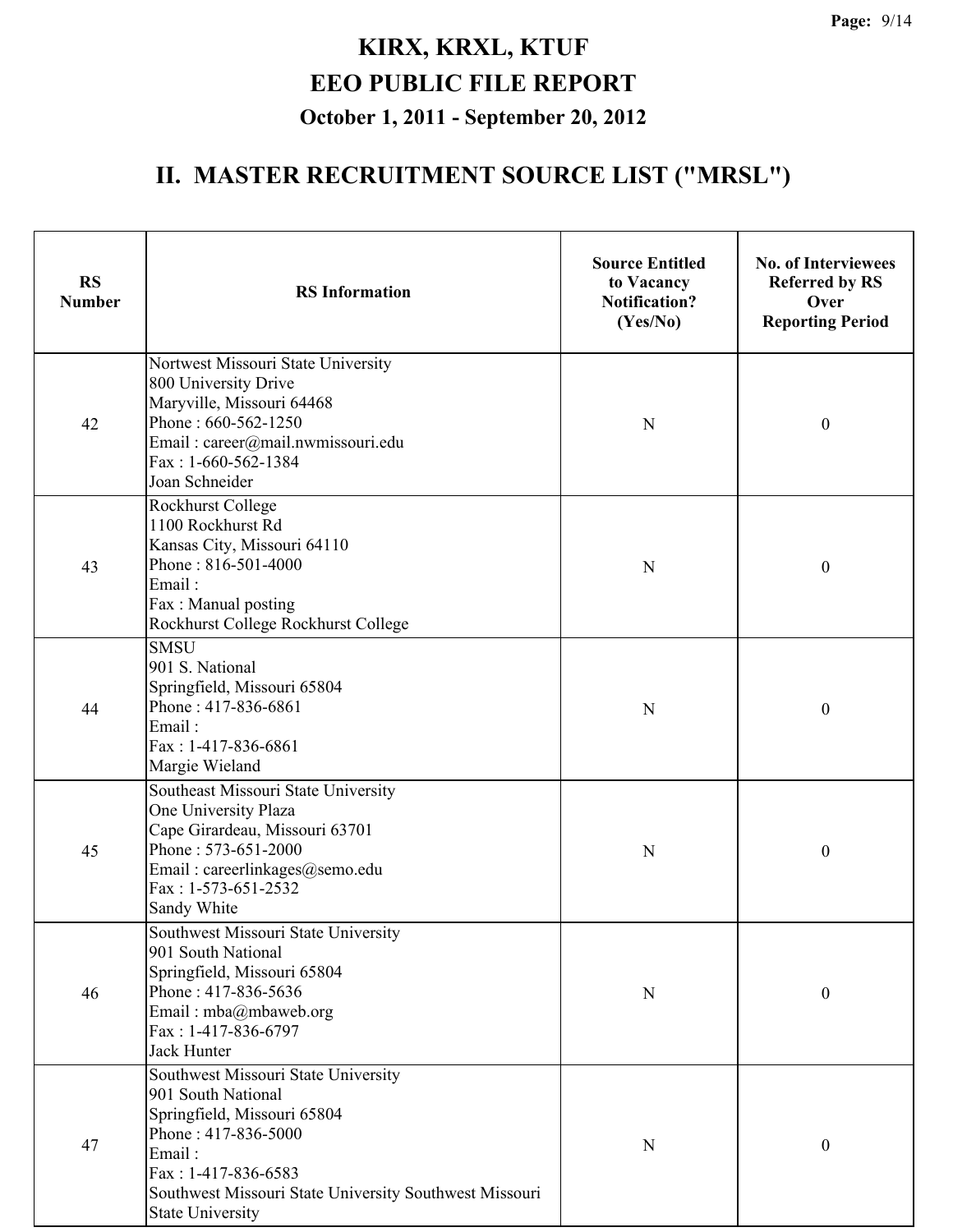# KIRX, KRXL, KTUF

## EEO PUBLIC FILE REPORT

### October 1, 2011 - September 20, 2012

## II. MASTER RECRUITMENT SOURCE LIST ("MRSL")

| RS Number | RS Information | Source Entitled to Vacancy Notification? (Yes/No) | No. of Interviewees Referred by RS Over Reporting Period |
|---|---|---|---|
| 42 | Nortwest Missouri State University<br>800 University Drive<br>Maryville, Missouri 64468<br>Phone : 660-562-1250<br>Email : career@mail.nwmissouri.edu<br>Fax : 1-660-562-1384<br>Joan Schneider | N | 0 |
| 43 | Rockhurst College<br>1100 Rockhurst Rd<br>Kansas City, Missouri 64110<br>Phone : 816-501-4000<br>Email :<br>Fax : Manual posting<br>Rockhurst College Rockhurst College | N | 0 |
| 44 | SMSU<br>901 S. National<br>Springfield, Missouri 65804<br>Phone : 417-836-6861<br>Email :<br>Fax : 1-417-836-6861<br>Margie Wieland | N | 0 |
| 45 | Southeast Missouri State University<br>One University Plaza<br>Cape Girardeau, Missouri 63701<br>Phone : 573-651-2000<br>Email : careerlinkages@semo.edu<br>Fax : 1-573-651-2532<br>Sandy White | N | 0 |
| 46 | Southwest Missouri State University<br>901 South National<br>Springfield, Missouri 65804<br>Phone : 417-836-5636<br>Email : mba@mbaweb.org<br>Fax : 1-417-836-6797<br>Jack Hunter | N | 0 |
| 47 | Southwest Missouri State University<br>901 South National<br>Springfield, Missouri 65804<br>Phone : 417-836-5000<br>Email :<br>Fax : 1-417-836-6583<br>Southwest Missouri State University Southwest Missouri State University | N | 0 |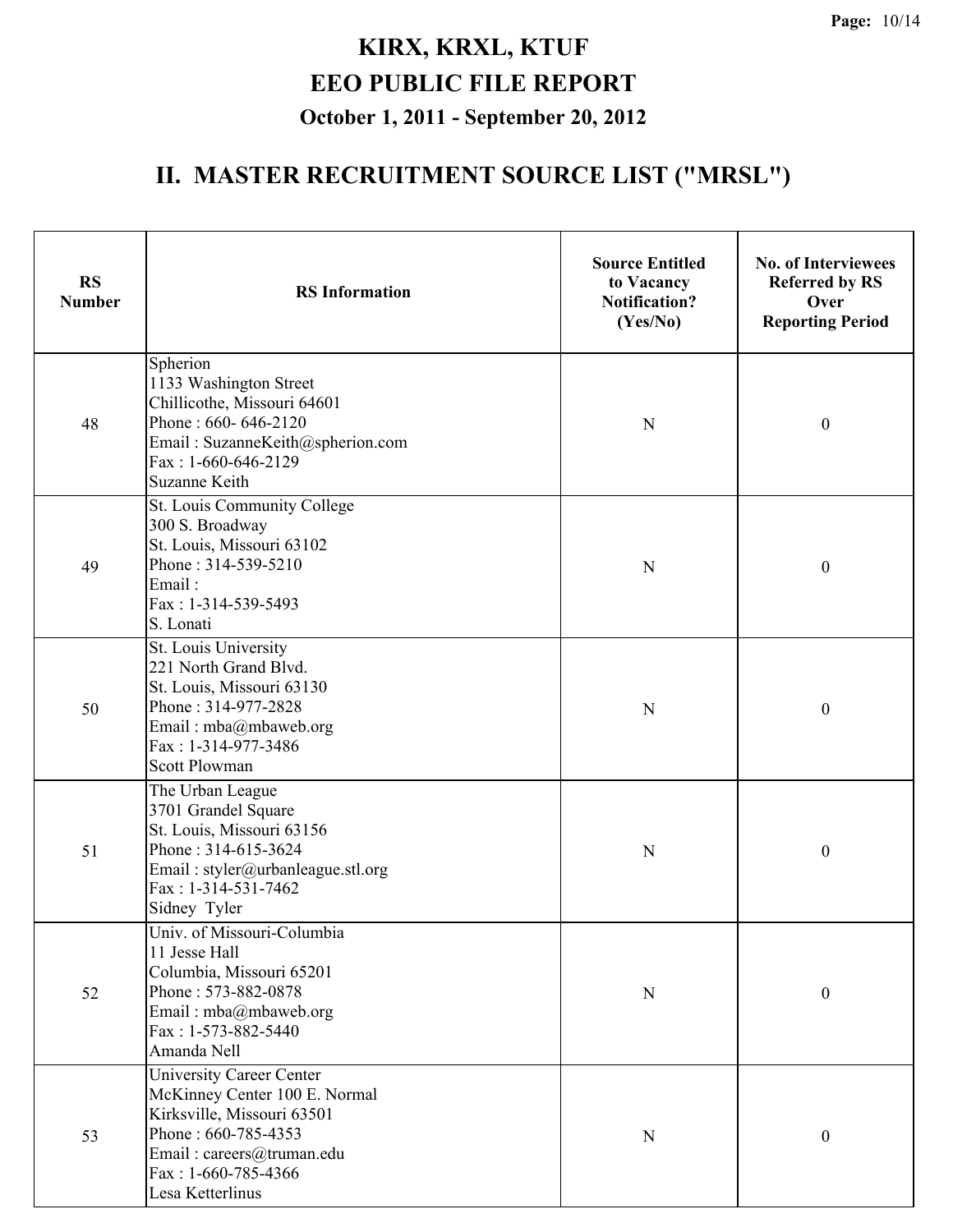# KIRX, KRXL, KTUF
# EEO PUBLIC FILE REPORT
### October 1, 2011 - September 20, 2012

## II. MASTER RECRUITMENT SOURCE LIST ("MRSL")

| RS Number | RS Information | Source Entitled to Vacancy Notification? (Yes/No) | No. of Interviewees Referred by RS Over Reporting Period |
|---|---|---|---|
| 48 | Spherion<br>1133 Washington Street<br>Chillicothe, Missouri 64601<br>Phone : 660- 646-2120<br>Email : SuzanneKeith@spherion.com<br>Fax : 1-660-646-2129<br>Suzanne Keith | N | 0 |
| 49 | St. Louis Community College<br>300 S. Broadway<br>St. Louis, Missouri 63102<br>Phone : 314-539-5210<br>Email :<br>Fax : 1-314-539-5493<br>S. Lonati | N | 0 |
| 50 | St. Louis University<br>221 North Grand Blvd.<br>St. Louis, Missouri 63130<br>Phone : 314-977-2828<br>Email : mba@mbaweb.org<br>Fax : 1-314-977-3486<br>Scott Plowman | N | 0 |
| 51 | The Urban League<br>3701 Grandel Square<br>St. Louis, Missouri 63156<br>Phone : 314-615-3624<br>Email : styler@urbanleague.stl.org<br>Fax : 1-314-531-7462<br>Sidney Tyler | N | 0 |
| 52 | Univ. of Missouri-Columbia<br>11 Jesse Hall<br>Columbia, Missouri 65201<br>Phone : 573-882-0878<br>Email : mba@mbaweb.org<br>Fax : 1-573-882-5440<br>Amanda Nell | N | 0 |
| 53 | University Career Center<br>McKinney Center 100 E. Normal<br>Kirksville, Missouri 63501<br>Phone : 660-785-4353<br>Email : careers@truman.edu<br>Fax : 1-660-785-4366<br>Lesa Ketterlinus | N | 0 |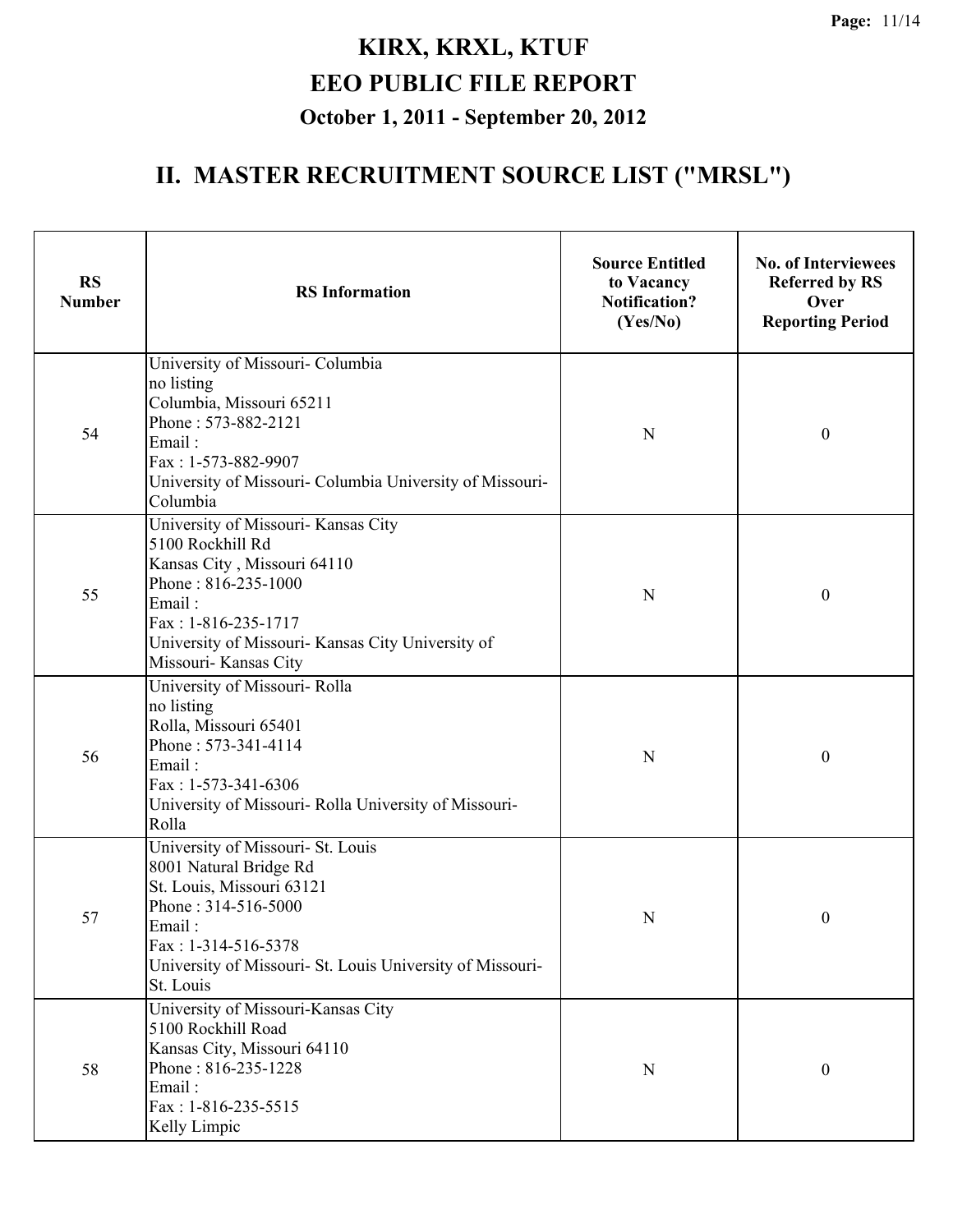# KIRX, KRXL, KTUF
# EEO PUBLIC FILE REPORT
## October 1, 2011 - September 20, 2012

## II. MASTER RECRUITMENT SOURCE LIST ("MRSL")

| RS Number | RS Information | Source Entitled to Vacancy Notification? (Yes/No) | No. of Interviewees Referred by RS Over Reporting Period |
|---|---|---|---|
| 54 | University of Missouri- Columbia<br>no listing<br>Columbia, Missouri 65211<br>Phone : 573-882-2121<br>Email :<br>Fax : 1-573-882-9907<br>University of Missouri- Columbia University of Missouri- Columbia | N | 0 |
| 55 | University of Missouri- Kansas City<br>5100 Rockhill Rd<br>Kansas City , Missouri 64110<br>Phone : 816-235-1000<br>Email :<br>Fax : 1-816-235-1717<br>University of Missouri- Kansas City University of Missouri- Kansas City | N | 0 |
| 56 | University of Missouri- Rolla<br>no listing<br>Rolla, Missouri 65401<br>Phone : 573-341-4114<br>Email :<br>Fax : 1-573-341-6306<br>University of Missouri- Rolla University of Missouri- Rolla | N | 0 |
| 57 | University of Missouri- St. Louis<br>8001 Natural Bridge Rd<br>St. Louis, Missouri 63121<br>Phone : 314-516-5000<br>Email :<br>Fax : 1-314-516-5378<br>University of Missouri- St. Louis University of Missouri- St. Louis | N | 0 |
| 58 | University of Missouri-Kansas City<br>5100 Rockhill Road<br>Kansas City, Missouri 64110<br>Phone : 816-235-1228<br>Email :<br>Fax : 1-816-235-5515<br>Kelly Limpic | N | 0 |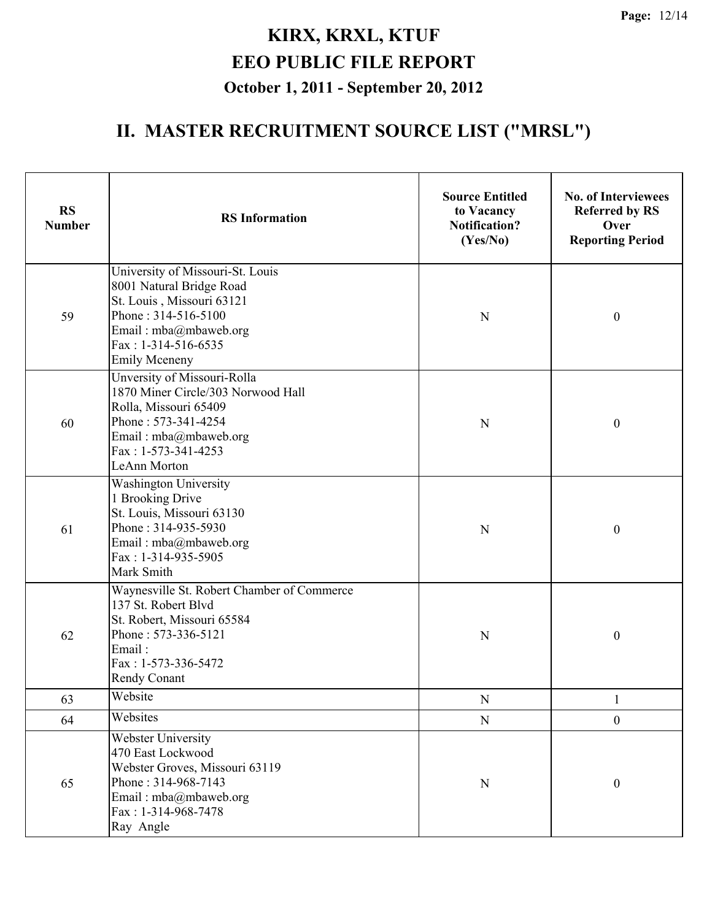# KIRX, KRXL, KTUF
# EEO PUBLIC FILE REPORT
### October 1, 2011 - September 20, 2012

## II. MASTER RECRUITMENT SOURCE LIST ("MRSL")

| RS Number | RS Information | Source Entitled to Vacancy Notification? (Yes/No) | No. of Interviewees Referred by RS Over Reporting Period |
|---|---|---|---|
| 59 | University of Missouri-St. Louis<br>8001 Natural Bridge Road<br>St. Louis , Missouri 63121<br>Phone : 314-516-5100<br>Email : mba@mbaweb.org<br>Fax : 1-314-516-6535<br>Emily Mceneny | N | 0 |
| 60 | Unversity of Missouri-Rolla<br>1870 Miner Circle/303 Norwood Hall<br>Rolla, Missouri 65409<br>Phone : 573-341-4254<br>Email : mba@mbaweb.org<br>Fax : 1-573-341-4253<br>LeAnn Morton | N | 0 |
| 61 | Washington University<br>1 Brooking Drive<br>St. Louis, Missouri 63130<br>Phone : 314-935-5930<br>Email : mba@mbaweb.org<br>Fax : 1-314-935-5905<br>Mark Smith | N | 0 |
| 62 | Waynesville St. Robert Chamber of Commerce<br>137 St. Robert Blvd<br>St. Robert, Missouri 65584<br>Phone : 573-336-5121<br>Email :<br>Fax : 1-573-336-5472<br>Rendy Conant | N | 0 |
| 63 | Website | N | 1 |
| 64 | Websites | N | 0 |
| 65 | Webster University<br>470 East Lockwood<br>Webster Groves, Missouri 63119<br>Phone : 314-968-7143<br>Email : mba@mbaweb.org<br>Fax : 1-314-968-7478<br>Ray  Angle | N | 0 |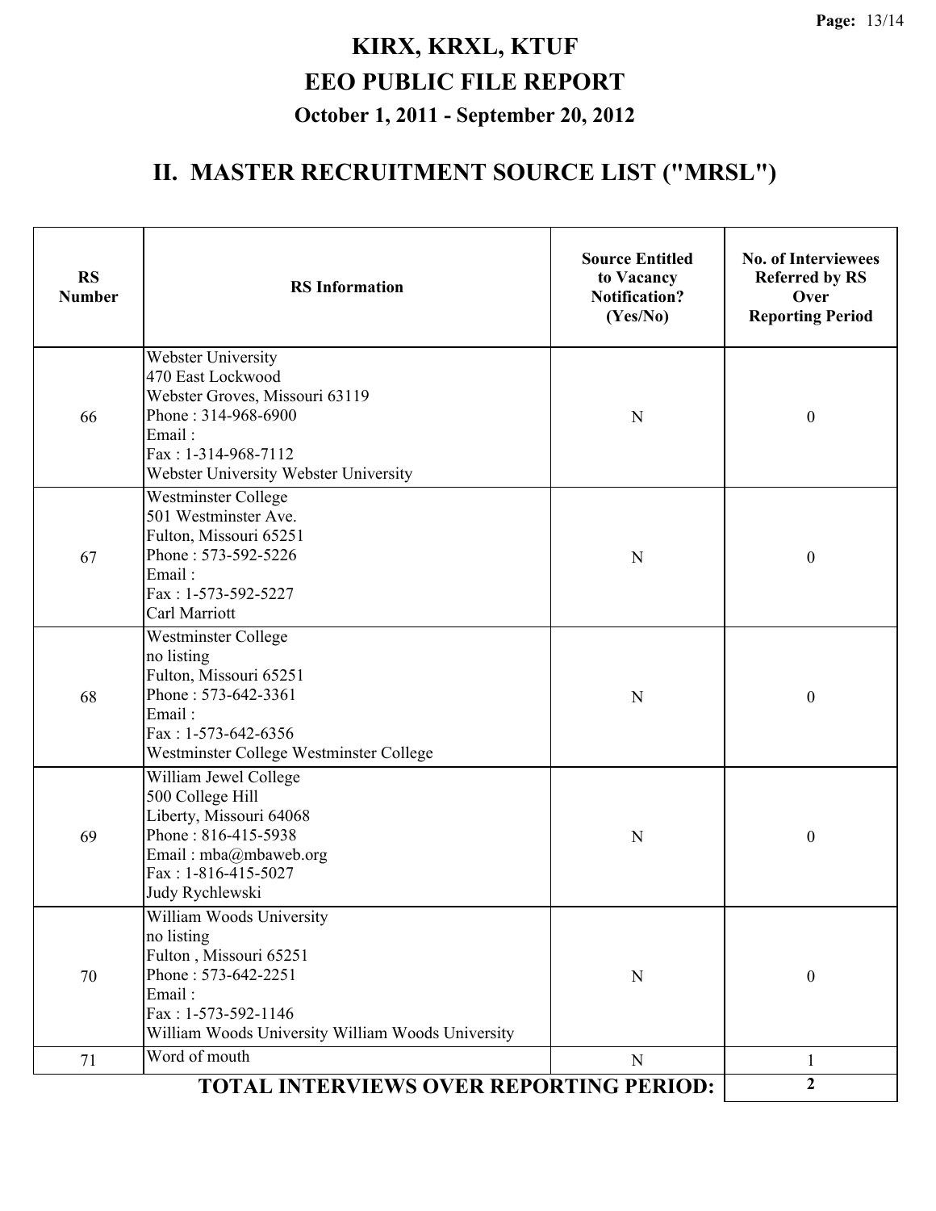# KIRX, KRXL, KTUF
# EEO PUBLIC FILE REPORT
### October 1, 2011 - September 20, 2012

## II. MASTER RECRUITMENT SOURCE LIST ("MRSL")

| RS Number | RS Information | Source Entitled to Vacancy Notification? (Yes/No) | No. of Interviewees Referred by RS Over Reporting Period |
|---|---|---|---|
| 66 | Webster University<br>470 East Lockwood<br>Webster Groves, Missouri 63119<br>Phone : 314-968-6900<br>Email :<br>Fax : 1-314-968-7112<br>Webster University Webster University | N | 0 |
| 67 | Westminster College<br>501 Westminster Ave.<br>Fulton, Missouri 65251<br>Phone : 573-592-5226<br>Email :<br>Fax : 1-573-592-5227<br>Carl Marriott | N | 0 |
| 68 | Westminster College<br>no listing<br>Fulton, Missouri 65251<br>Phone : 573-642-3361<br>Email :<br>Fax : 1-573-642-6356<br>Westminster College Westminster College | N | 0 |
| 69 | William Jewel College<br>500 College Hill<br>Liberty, Missouri 64068<br>Phone : 816-415-5938<br>Email : mba@mbaweb.org<br>Fax : 1-816-415-5027<br>Judy Rychlewski | N | 0 |
| 70 | William Woods University<br>no listing<br>Fulton , Missouri 65251<br>Phone : 573-642-2251<br>Email :<br>Fax : 1-573-592-1146<br>William Woods University William Woods University | N | 0 |
| 71 | Word of mouth | N | 1 |
| **TOTAL INTERVIEWS OVER REPORTING PERIOD:** | | | **2** |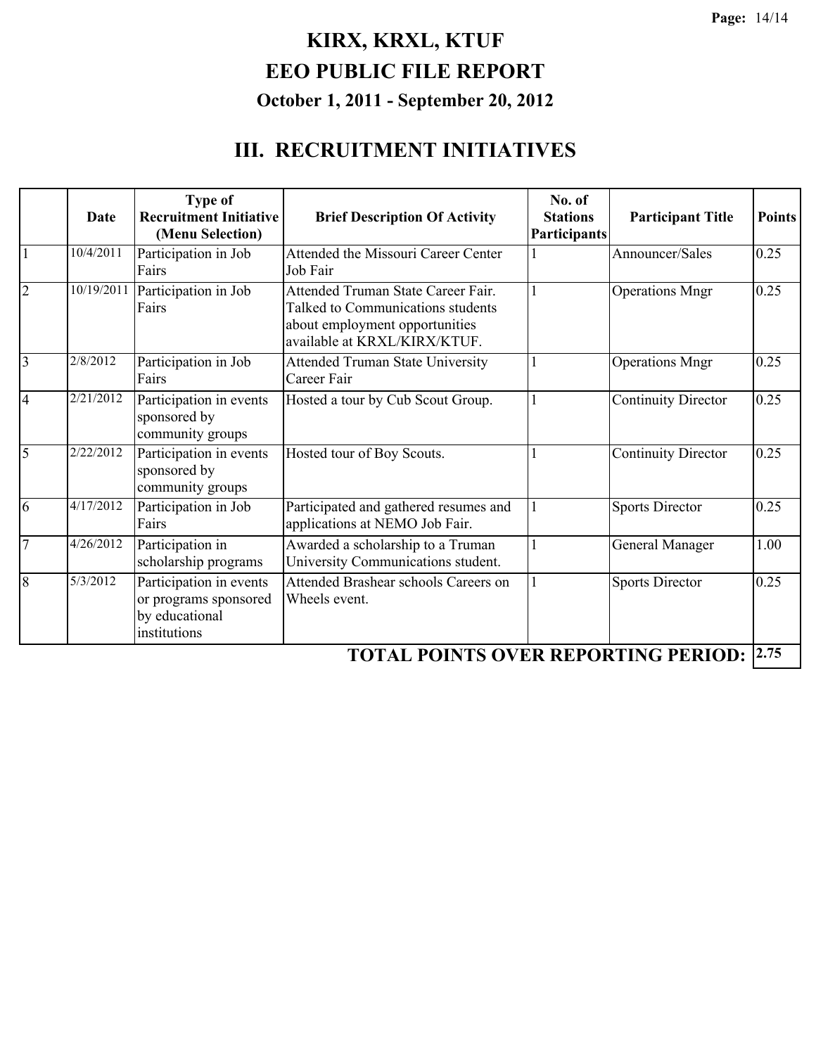# KIRX, KRXL, KTUF
# EEO PUBLIC FILE REPORT
### October 1, 2011 - September 20, 2012

## III. RECRUITMENT INITIATIVES

| | Date | Type of Recruitment Initiative (Menu Selection) | Brief Description Of Activity | No. of Stations Participants | Participant Title | Points |
|---|---|---|---|---|---|---|
| 1 | 10/4/2011 | Participation in Job Fairs | Attended the Missouri Career Center Job Fair | 1 | Announcer/Sales | 0.25 |
| 2 | 10/19/2011 | Participation in Job Fairs | Attended Truman State Career Fair. Talked to Communications students about employment opportunities available at KRXL/KIRX/KTUF. | 1 | Operations Mngr | 0.25 |
| 3 | 2/8/2012 | Participation in Job Fairs | Attended Truman State University Career Fair | 1 | Operations Mngr | 0.25 |
| 4 | 2/21/2012 | Participation in events sponsored by community groups | Hosted a tour by Cub Scout Group. | 1 | Continuity Director | 0.25 |
| 5 | 2/22/2012 | Participation in events sponsored by community groups | Hosted tour of Boy Scouts. | 1 | Continuity Director | 0.25 |
| 6 | 4/17/2012 | Participation in Job Fairs | Participated and gathered resumes and applications at NEMO Job Fair. | 1 | Sports Director | 0.25 |
| 7 | 4/26/2012 | Participation in scholarship programs | Awarded a scholarship to a Truman University Communications student. | 1 | General Manager | 1.00 |
| 8 | 5/3/2012 | Participation in events or programs sponsored by educational institutions | Attended Brashear schools Careers on Wheels event. | 1 | Sports Director | 0.25 |

**TOTAL POINTS OVER REPORTING PERIOD: 2.75**